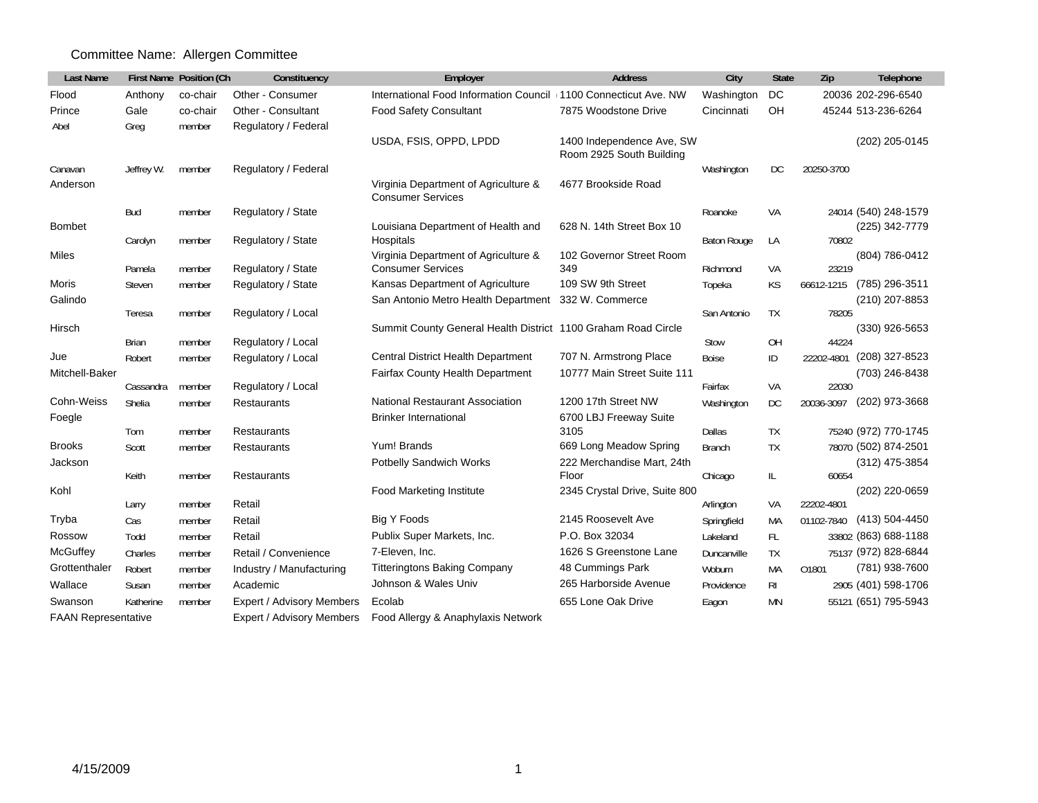Committee Name: Allergen Committee

| Last Name | First Name | Position (Ch | Constituency | Employer | Address | City | State | Zip | Telephone |
|---|---|---|---|---|---|---|---|---|---|
| Flood | Anthony | co-chair | Other - Consumer | International Food Information Council | 1100 Connecticut Ave. NW | Washington | DC | 20036 | 202-296-6540 |
| Prince | Gale | co-chair | Other - Consultant | Food Safety Consultant | 7875 Woodstone Drive | Cincinnati | OH | 45244 | 513-236-6264 |
| Abel | Greg | member | Regulatory / Federal | USDA, FSIS, OPPD, LPDD | 1400 Independence Ave, SW Room 2925 South Building | | | | (202) 205-0145 |
| Canavan | Jeffrey W. | member | Regulatory / Federal | | | Washington | DC | 20250-3700 | |
| Anderson | Bud | member | Regulatory / State | Virginia Department of Agriculture & Consumer Services | 4677 Brookside Road | Roanoke | VA | 24014 | (540) 248-1579 |
| Bombet | Carolyn | member | Regulatory / State | Louisiana Department of Health and Hospitals | 628 N. 14th Street Box 10 | Baton Rouge | LA | 70802 | (225) 342-7779 |
| Miles | Pamela | member | Regulatory / State | Virginia Department of Agriculture & Consumer Services | 102 Governor Street Room 349 | Richmond | VA | 23219 | (804) 786-0412 |
| Moris | Steven | member | Regulatory / State | Kansas Department of Agriculture | 109 SW 9th Street | Topeka | KS | 66612-1215 | (785) 296-3511 |
| Galindo | Teresa | member | Regulatory / Local | San Antonio Metro Health Department | 332 W. Commerce | San Antonio | TX | 78205 | (210) 207-8853 |
| Hirsch | Brian | member | Regulatory / Local | Summit County General Health District | 1100 Graham Road Circle | Stow | OH | 44224 | (330) 926-5653 |
| Jue | Robert | member | Regulatory / Local | Central District Health Department | 707 N. Armstrong Place | Boise | ID | 22202-4801 | (208) 327-8523 |
| Mitchell-Baker | Cassandra | member | Regulatory / Local | Fairfax County Health Department | 10777 Main Street Suite 111 | Fairfax | VA | 22030 | (703) 246-8438 |
| Cohn-Weiss | Shelia | member | Restaurants | National Restaurant Association | 1200 17th Street NW | Washington | DC | 20036-3097 | (202) 973-3668 |
| Foegle | Tom | member | Restaurants | Brinker International | 6700 LBJ Freeway Suite 3105 | Dallas | TX | 75240 | (972) 770-1745 |
| Brooks | Scott | member | Restaurants | Yum! Brands | 669 Long Meadow Spring | Branch | TX | 78070 | (502) 874-2501 |
| Jackson | Keith | member | Restaurants | Potbelly Sandwich Works | 222 Merchandise Mart, 24th Floor | Chicago | IL | 60654 | (312) 475-3854 |
| Kohl | Larry | member | Retail | Food Marketing Institute | 2345 Crystal Drive, Suite 800 | Arlington | VA | 22202-4801 | (202) 220-0659 |
| Tryba | Cas | member | Retail | Big Y Foods | 2145 Roosevelt Ave | Springfield | MA | 01102-7840 | (413) 504-4450 |
| Rossow | Todd | member | Retail | Publix Super Markets, Inc. | P.O. Box 32034 | Lakeland | FL | 33802 | (863) 688-1188 |
| McGuffey | Charles | member | Retail / Convenience | 7-Eleven, Inc. | 1626 S Greenstone Lane | Duncanville | TX | 75137 | (972) 828-6844 |
| Grottenthaler | Robert | member | Industry / Manufacturing | Titteringtons Baking Company | 48 Cummings Park | Woburn | MA | O1801 | (781) 938-7600 |
| Wallace | Susan | member | Academic | Johnson & Wales Univ | 265 Harborside Avenue | Providence | RI | 2905 | (401) 598-1706 |
| Swanson | Katherine | member | Expert / Advisory Members | Ecolab | 655 Lone Oak Drive | Eagon | MN | 55121 | (651) 795-5943 |
| FAAN Representative | | | Expert / Advisory Members | Food Allergy & Anaphylaxis Network | | | | | |

4/15/2009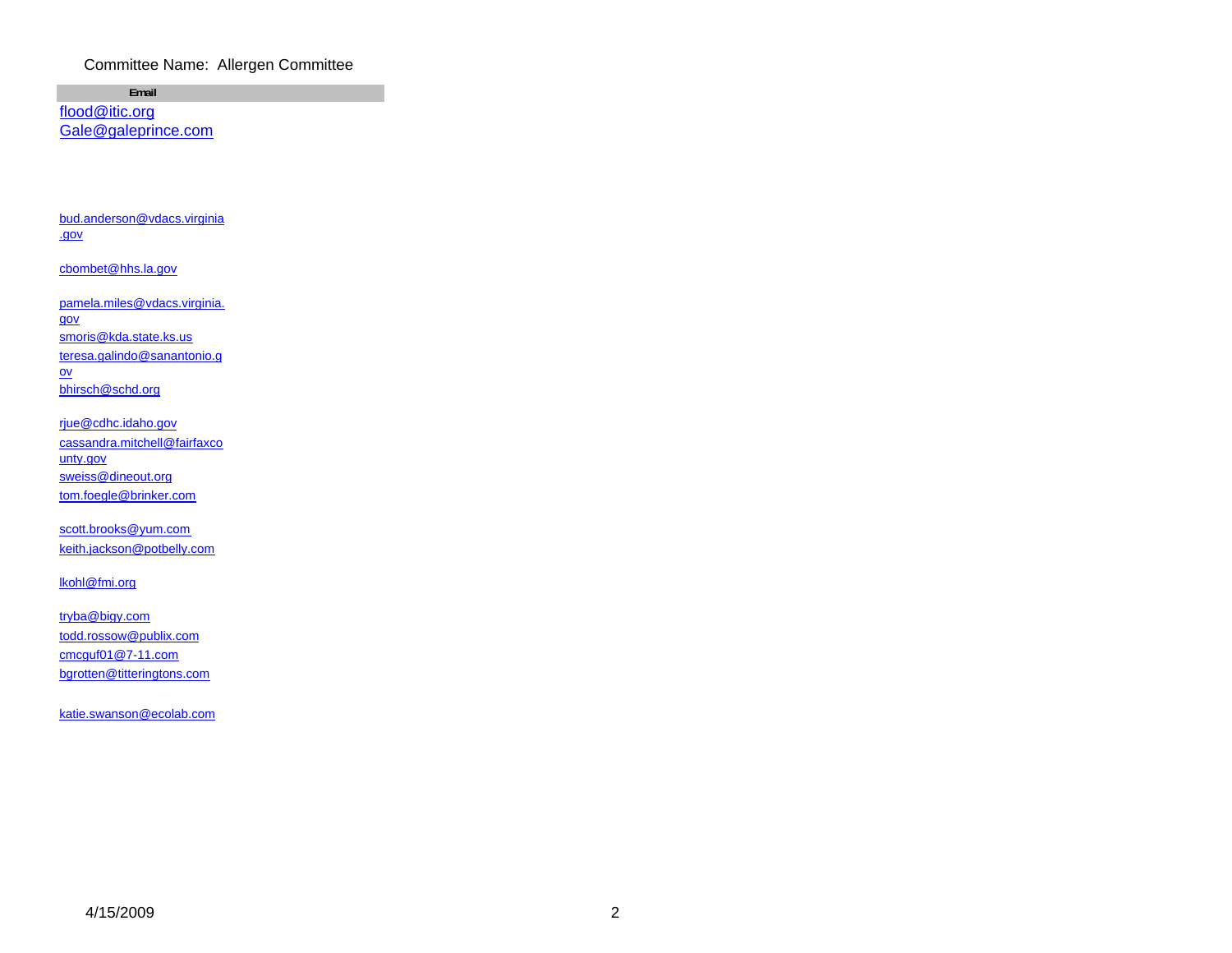Committee Name: Allergen Committee

| Email |
| --- |
| flood@itic.org |
| Gale@galeprince.com |
| |
| bud.anderson@vdacs.virginia.gov |
| cbombet@hhs.la.gov |
| pamela.miles@vdacs.virginia.gov |
| smoris@kda.state.ks.us |
| teresa.galindo@sanantonio.gov |
| bhirsch@schd.org |
| rjue@cdhc.idaho.gov |
| cassandra.mitchell@fairfaxcounty.gov |
| sweiss@dineout.org |
| tom.foegle@brinker.com |
| scott.brooks@yum.com |
| keith.jackson@potbelly.com |
| lkohl@fmi.org |
| tryba@bigy.com |
| todd.rossow@publix.com |
| cmcguf01@7-11.com |
| bgrotten@titteringtons.com |
| katie.swanson@ecolab.com |

4/15/2009